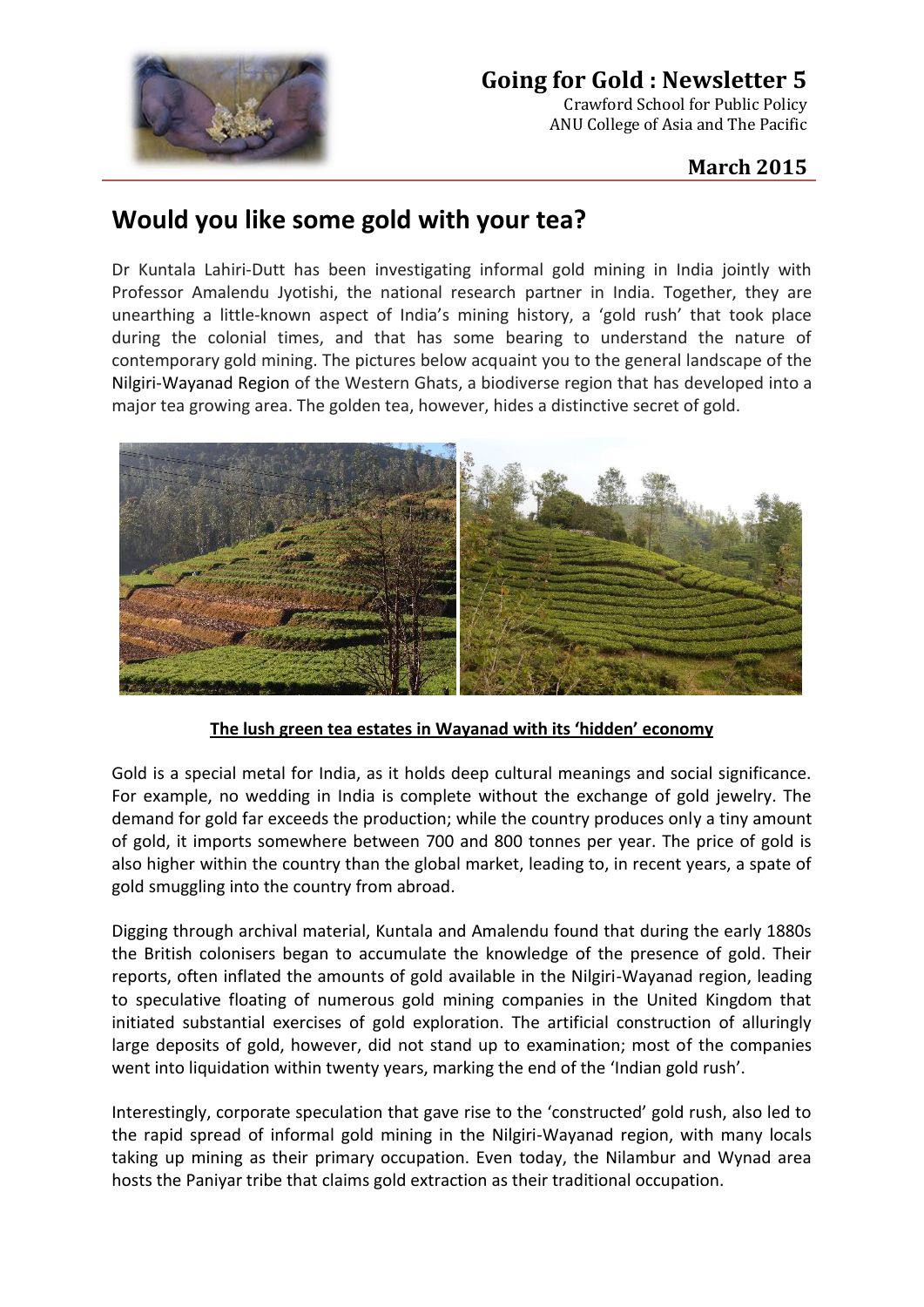# Going for Gold : Newsletter 5

Crawford School for Public Policy
ANU College of Asia and The Pacific

**March 2015**

## Would you like some gold with your tea?

Dr Kuntala Lahiri-Dutt has been investigating informal gold mining in India jointly with Professor Amalendu Jyotishi, the national research partner in India. Together, they are unearthing a little-known aspect of India's mining history, a 'gold rush' that took place during the colonial times, and that has some bearing to understand the nature of contemporary gold mining. The pictures below acquaint you to the general landscape of the Nilgiri-Wayanad Region of the Western Ghats, a biodiverse region that has developed into a major tea growing area. The golden tea, however, hides a distinctive secret of gold.

**The lush green tea estates in Wayanad with its 'hidden' economy**

Gold is a special metal for India, as it holds deep cultural meanings and social significance. For example, no wedding in India is complete without the exchange of gold jewelry. The demand for gold far exceeds the production; while the country produces only a tiny amount of gold, it imports somewhere between 700 and 800 tonnes per year. The price of gold is also higher within the country than the global market, leading to, in recent years, a spate of gold smuggling into the country from abroad.

Digging through archival material, Kuntala and Amalendu found that during the early 1880s the British colonisers began to accumulate the knowledge of the presence of gold. Their reports, often inflated the amounts of gold available in the Nilgiri-Wayanad region, leading to speculative floating of numerous gold mining companies in the United Kingdom that initiated substantial exercises of gold exploration. The artificial construction of alluringly large deposits of gold, however, did not stand up to examination; most of the companies went into liquidation within twenty years, marking the end of the 'Indian gold rush'.

Interestingly, corporate speculation that gave rise to the 'constructed' gold rush, also led to the rapid spread of informal gold mining in the Nilgiri-Wayanad region, with many locals taking up mining as their primary occupation. Even today, the Nilambur and Wynad area hosts the Paniyar tribe that claims gold extraction as their traditional occupation.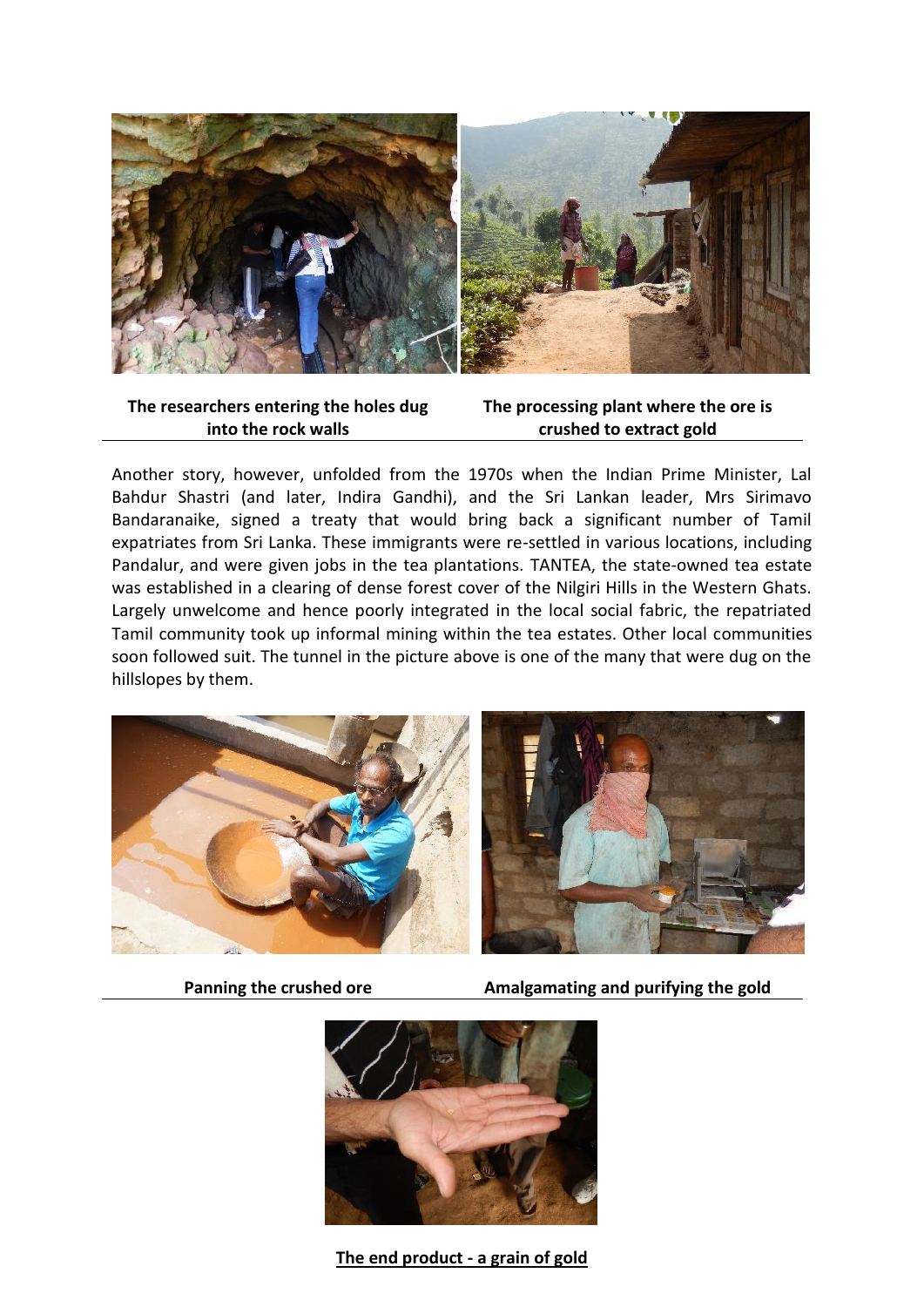**The researchers entering the holes dug into the rock walls**

**The processing plant where the ore is crushed to extract gold**

Another story, however, unfolded from the 1970s when the Indian Prime Minister, Lal Bahdur Shastri (and later, Indira Gandhi), and the Sri Lankan leader, Mrs Sirimavo Bandaranaike, signed a treaty that would bring back a significant number of Tamil expatriates from Sri Lanka. These immigrants were re-settled in various locations, including Pandalur, and were given jobs in the tea plantations. TANTEA, the state-owned tea estate was established in a clearing of dense forest cover of the Nilgiri Hills in the Western Ghats. Largely unwelcome and hence poorly integrated in the local social fabric, the repatriated Tamil community took up informal mining within the tea estates. Other local communities soon followed suit. The tunnel in the picture above is one of the many that were dug on the hillslopes by them.

**Panning the crushed ore**

**Amalgamating and purifying the gold**

**The end product - a grain of gold**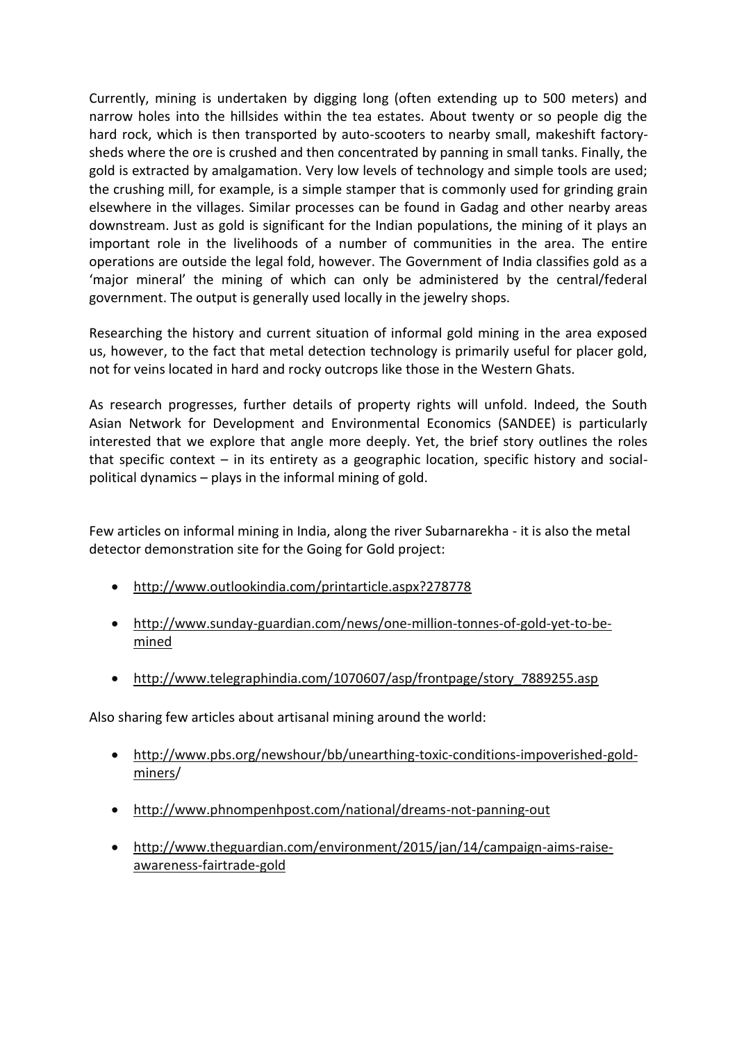Currently, mining is undertaken by digging long (often extending up to 500 meters) and narrow holes into the hillsides within the tea estates. About twenty or so people dig the hard rock, which is then transported by auto-scooters to nearby small, makeshift factory-sheds where the ore is crushed and then concentrated by panning in small tanks. Finally, the gold is extracted by amalgamation. Very low levels of technology and simple tools are used; the crushing mill, for example, is a simple stamper that is commonly used for grinding grain elsewhere in the villages. Similar processes can be found in Gadag and other nearby areas downstream. Just as gold is significant for the Indian populations, the mining of it plays an important role in the livelihoods of a number of communities in the area. The entire operations are outside the legal fold, however. The Government of India classifies gold as a 'major mineral' the mining of which can only be administered by the central/federal government. The output is generally used locally in the jewelry shops.

Researching the history and current situation of informal gold mining in the area exposed us, however, to the fact that metal detection technology is primarily useful for placer gold, not for veins located in hard and rocky outcrops like those in the Western Ghats.

As research progresses, further details of property rights will unfold. Indeed, the South Asian Network for Development and Environmental Economics (SANDEE) is particularly interested that we explore that angle more deeply. Yet, the brief story outlines the roles that specific context – in its entirety as a geographic location, specific history and social-political dynamics – plays in the informal mining of gold.

Few articles on informal mining in India, along the river Subarnarekha - it is also the metal detector demonstration site for the Going for Gold project:

- http://www.outlookindia.com/printarticle.aspx?278778
- http://www.sunday-guardian.com/news/one-million-tonnes-of-gold-yet-to-be-mined
- http://www.telegraphindia.com/1070607/asp/frontpage/story_7889255.asp

Also sharing few articles about artisanal mining around the world:

- http://www.pbs.org/newshour/bb/unearthing-toxic-conditions-impoverished-gold-miners/
- http://www.phnompenhpost.com/national/dreams-not-panning-out
- http://www.theguardian.com/environment/2015/jan/14/campaign-aims-raise-awareness-fairtrade-gold